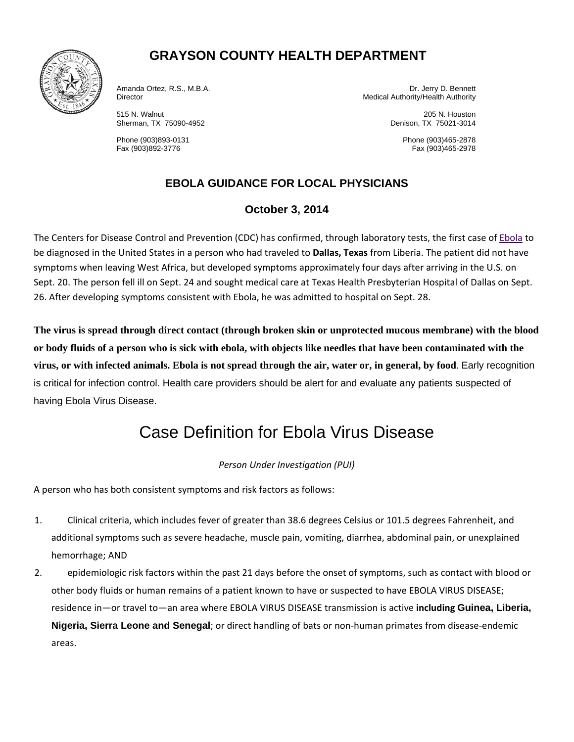# GRAYSON COUNTY HEALTH DEPARTMENT

Amanda Ortez, R.S., M.B.A.
Director

515 N. Walnut
Sherman, TX 75090-4952

Phone (903)893-0131
Fax (903)892-3776

Dr. Jerry D. Bennett
Medical Authority/Health Authority

205 N. Houston
Denison, TX 75021-3014

Phone (903)465-2878
Fax (903)465-2978

### EBOLA GUIDANCE FOR LOCAL PHYSICIANS

### October 3, 2014

The Centers for Disease Control and Prevention (CDC) has confirmed, through laboratory tests, the first case of Ebola to be diagnosed in the United States in a person who had traveled to **Dallas, Texas** from Liberia. The patient did not have symptoms when leaving West Africa, but developed symptoms approximately four days after arriving in the U.S. on Sept. 20. The person fell ill on Sept. 24 and sought medical care at Texas Health Presbyterian Hospital of Dallas on Sept. 26. After developing symptoms consistent with Ebola, he was admitted to hospital on Sept. 28.

**The virus is spread through direct contact (through broken skin or unprotected mucous membrane) with the blood or body fluids of a person who is sick with ebola, with objects like needles that have been contaminated with the virus, or with infected animals. Ebola is not spread through the air, water or, in general, by food**. Early recognition is critical for infection control. Health care providers should be alert for and evaluate any patients suspected of having Ebola Virus Disease.

## Case Definition for Ebola Virus Disease

*Person Under Investigation (PUI)*

A person who has both consistent symptoms and risk factors as follows:

1. Clinical criteria, which includes fever of greater than 38.6 degrees Celsius or 101.5 degrees Fahrenheit, and additional symptoms such as severe headache, muscle pain, vomiting, diarrhea, abdominal pain, or unexplained hemorrhage; AND
2. epidemiologic risk factors within the past 21 days before the onset of symptoms, such as contact with blood or other body fluids or human remains of a patient known to have or suspected to have EBOLA VIRUS DISEASE; residence in—or travel to—an area where EBOLA VIRUS DISEASE transmission is active **including Guinea, Liberia, Nigeria, Sierra Leone and Senegal**; or direct handling of bats or non-human primates from disease-endemic areas.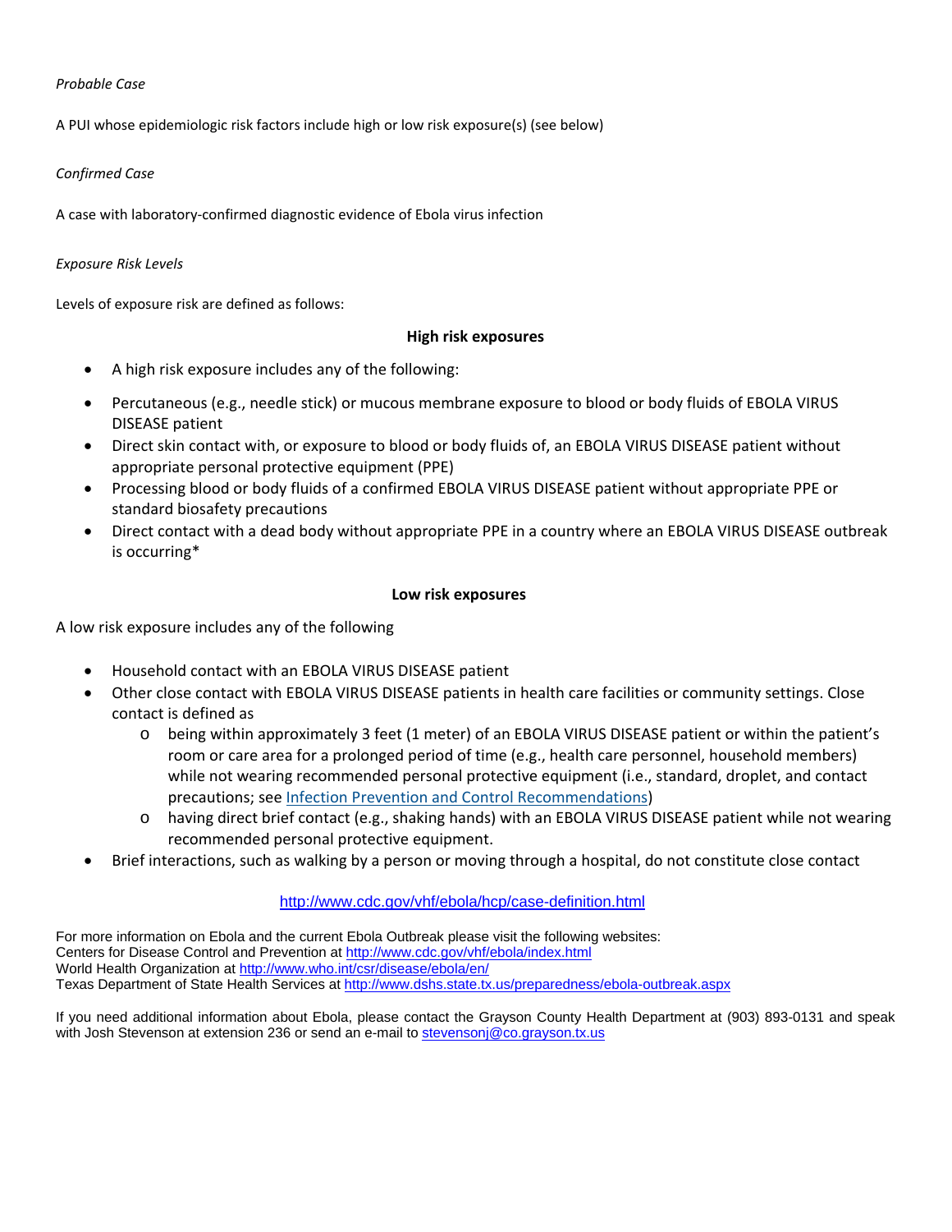*Probable Case*

A PUI whose epidemiologic risk factors include high or low risk exposure(s) (see below)

*Confirmed Case*

A case with laboratory-confirmed diagnostic evidence of Ebola virus infection

*Exposure Risk Levels*

Levels of exposure risk are defined as follows:

**High risk exposures**

- A high risk exposure includes any of the following:
- Percutaneous (e.g., needle stick) or mucous membrane exposure to blood or body fluids of EBOLA VIRUS DISEASE patient
- Direct skin contact with, or exposure to blood or body fluids of, an EBOLA VIRUS DISEASE patient without appropriate personal protective equipment (PPE)
- Processing blood or body fluids of a confirmed EBOLA VIRUS DISEASE patient without appropriate PPE or standard biosafety precautions
- Direct contact with a dead body without appropriate PPE in a country where an EBOLA VIRUS DISEASE outbreak is occurring*

**Low risk exposures**

A low risk exposure includes any of the following

- Household contact with an EBOLA VIRUS DISEASE patient
- Other close contact with EBOLA VIRUS DISEASE patients in health care facilities or community settings. Close contact is defined as
  - being within approximately 3 feet (1 meter) of an EBOLA VIRUS DISEASE patient or within the patient's room or care area for a prolonged period of time (e.g., health care personnel, household members) while not wearing recommended personal protective equipment (i.e., standard, droplet, and contact precautions; see Infection Prevention and Control Recommendations)
  - having direct brief contact (e.g., shaking hands) with an EBOLA VIRUS DISEASE patient while not wearing recommended personal protective equipment.
- Brief interactions, such as walking by a person or moving through a hospital, do not constitute close contact

http://www.cdc.gov/vhf/ebola/hcp/case-definition.html

For more information on Ebola and the current Ebola Outbreak please visit the following websites:
Centers for Disease Control and Prevention at http://www.cdc.gov/vhf/ebola/index.html
World Health Organization at http://www.who.int/csr/disease/ebola/en/
Texas Department of State Health Services at http://www.dshs.state.tx.us/preparedness/ebola-outbreak.aspx

If you need additional information about Ebola, please contact the Grayson County Health Department at (903) 893-0131 and speak with Josh Stevenson at extension 236 or send an e-mail to stevensonj@co.grayson.tx.us